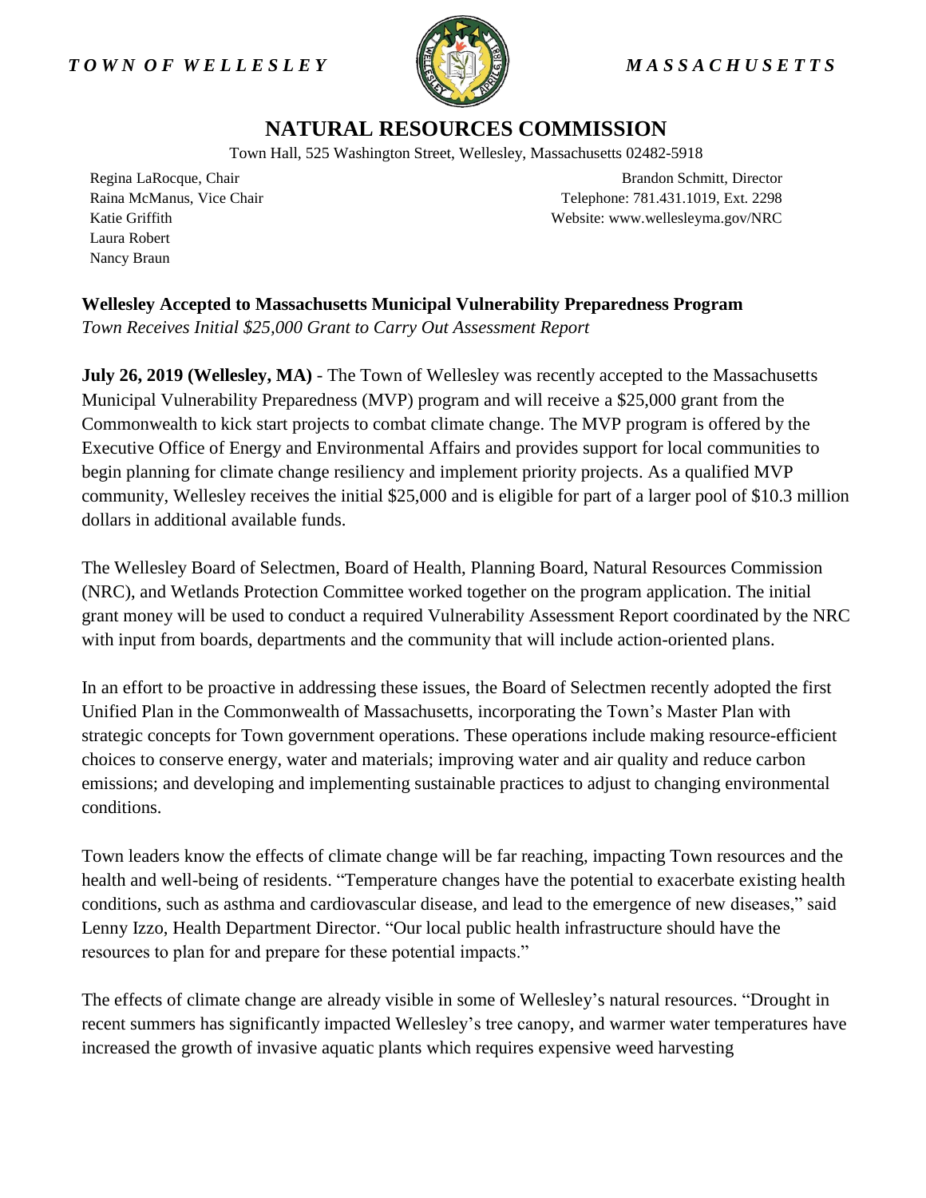*TOWN OF WELLESLEY* *MASSACHUSETTS*

# NATURAL RESOURCES COMMISSION

Town Hall, 525 Washington Street, Wellesley, Massachusetts 02482-5918

Regina LaRocque, Chair
Raina McManus, Vice Chair
Katie Griffith
Laura Robert
Nancy Braun

Brandon Schmitt, Director
Telephone: 781.431.1019, Ext. 2298
Website: www.wellesleyma.gov/NRC

**Wellesley Accepted to Massachusetts Municipal Vulnerability Preparedness Program**
*Town Receives Initial $25,000 Grant to Carry Out Assessment Report*

**July 26, 2019 (Wellesley, MA)** - The Town of Wellesley was recently accepted to the Massachusetts Municipal Vulnerability Preparedness (MVP) program and will receive a $25,000 grant from the Commonwealth to kick start projects to combat climate change. The MVP program is offered by the Executive Office of Energy and Environmental Affairs and provides support for local communities to begin planning for climate change resiliency and implement priority projects. As a qualified MVP community, Wellesley receives the initial $25,000 and is eligible for part of a larger pool of $10.3 million dollars in additional available funds.

The Wellesley Board of Selectmen, Board of Health, Planning Board, Natural Resources Commission (NRC), and Wetlands Protection Committee worked together on the program application. The initial grant money will be used to conduct a required Vulnerability Assessment Report coordinated by the NRC with input from boards, departments and the community that will include action-oriented plans.

In an effort to be proactive in addressing these issues, the Board of Selectmen recently adopted the first Unified Plan in the Commonwealth of Massachusetts, incorporating the Town's Master Plan with strategic concepts for Town government operations. These operations include making resource-efficient choices to conserve energy, water and materials; improving water and air quality and reduce carbon emissions; and developing and implementing sustainable practices to adjust to changing environmental conditions.

Town leaders know the effects of climate change will be far reaching, impacting Town resources and the health and well-being of residents. "Temperature changes have the potential to exacerbate existing health conditions, such as asthma and cardiovascular disease, and lead to the emergence of new diseases," said Lenny Izzo, Health Department Director. "Our local public health infrastructure should have the resources to plan for and prepare for these potential impacts."

The effects of climate change are already visible in some of Wellesley's natural resources. "Drought in recent summers has significantly impacted Wellesley's tree canopy, and warmer water temperatures have increased the growth of invasive aquatic plants which requires expensive weed harvesting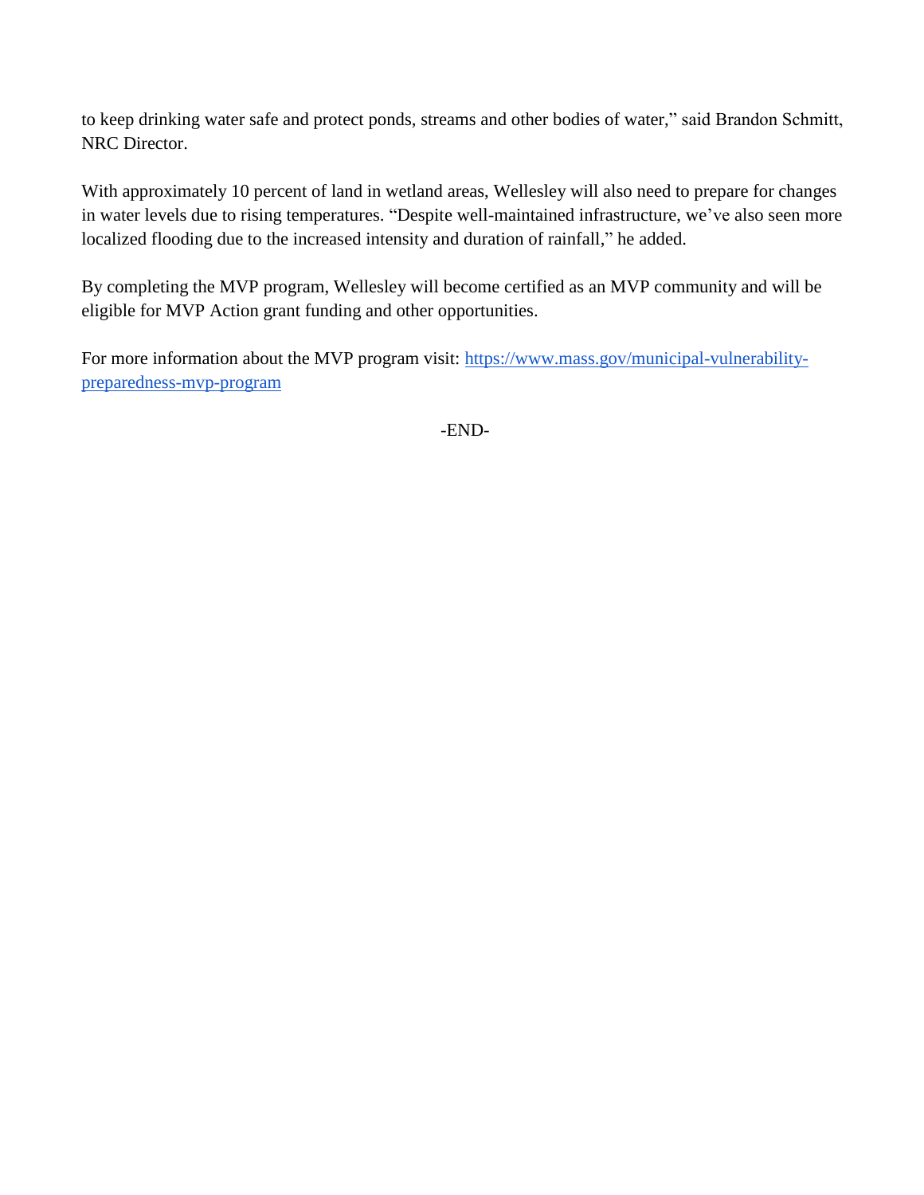to keep drinking water safe and protect ponds, streams and other bodies of water," said Brandon Schmitt, NRC Director.

With approximately 10 percent of land in wetland areas, Wellesley will also need to prepare for changes in water levels due to rising temperatures. "Despite well-maintained infrastructure, we've also seen more localized flooding due to the increased intensity and duration of rainfall," he added.

By completing the MVP program, Wellesley will become certified as an MVP community and will be eligible for MVP Action grant funding and other opportunities.

For more information about the MVP program visit: [https://www.mass.gov/municipal-vulnerability-preparedness-mvp-program](https://www.mass.gov/municipal-vulnerability-preparedness-mvp-program)

-END-